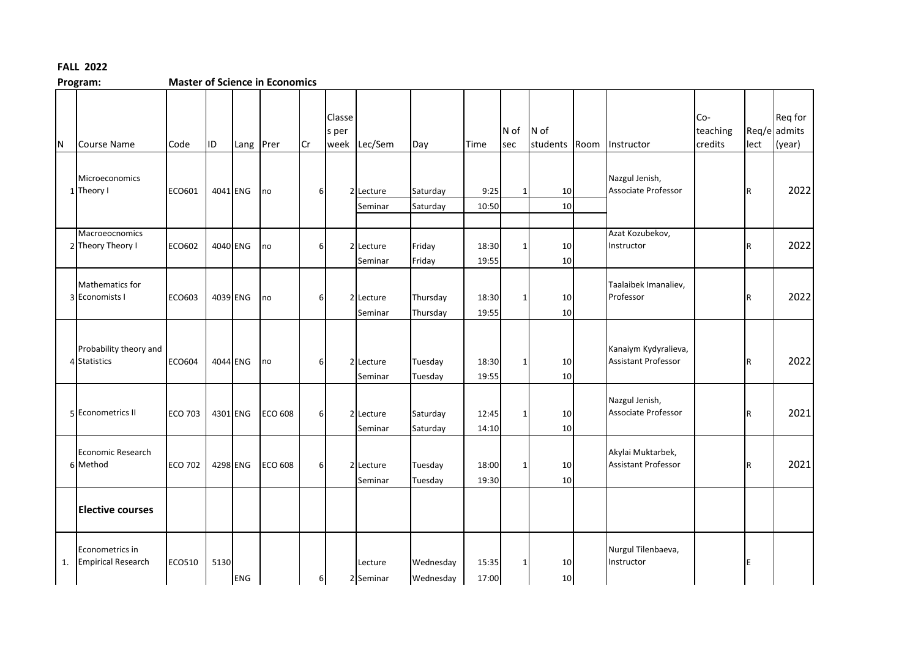**FALL 2022**

**Program: Master of Science in Economics**

| N | Course Name | Code | ID | Lang | Prer | Cr | Classes per week | Lec/Sem | Day | Time | N of sec | N of students | Room | Instructor | Co-teaching credits | Req/elect | Req for admits (year) |
|---|---|---|---|---|---|---|---|---|---|---|---|---|---|---|---|---|---|
| 1 | Microeconomics Theory I | ECO601 | 4041 | ENG | no | 6 | 2 | Lecture | Saturday | 9:25 | 1 | 10 | | Nazgul Jenish, Associate Professor | | R | 2022 |
| | | | | | | | | Seminar | Saturday | 10:50 | | 10 | | | | | |
| 2 | Macroeocnomics Theory Theory I | ECO602 | 4040 | ENG | no | 6 | 2 | Lecture | Friday | 18:30 | 1 | 10 | | Azat Kozubekov, Instructor | | R | 2022 |
| | | | | | | | | Seminar | Friday | 19:55 | | 10 | | | | | |
| 3 | Mathematics for Economists I | ECO603 | 4039 | ENG | no | 6 | 2 | Lecture | Thursday | 18:30 | 1 | 10 | | Taalaibek Imanaliev, Professor | | R | 2022 |
| | | | | | | | | Seminar | Thursday | 19:55 | | 10 | | | | | |
| 4 | Probability theory and Statistics | ECO604 | 4044 | ENG | no | 6 | 2 | Lecture | Tuesday | 18:30 | 1 | 10 | | Kanaiym Kydyralieva, Assistant Professor | | R | 2022 |
| | | | | | | | | Seminar | Tuesday | 19:55 | | 10 | | | | | |
| 5 | Econometrics II | ECO 703 | 4301 | ENG | ECO 608 | 6 | 2 | Lecture | Saturday | 12:45 | 1 | 10 | | Nazgul Jenish, Associate Professor | | R | 2021 |
| | | | | | | | | Seminar | Saturday | 14:10 | | 10 | | | | | |
| 6 | Economic Research Method | ECO 702 | 4298 | ENG | ECO 608 | 6 | 2 | Lecture | Tuesday | 18:00 | 1 | 10 | | Akylai Muktarbek, Assistant Professor | | R | 2021 |
| | | | | | | | | Seminar | Tuesday | 19:30 | | 10 | | | | | |
| | **Elective courses** | | | | | | | | | | | | | | | | |
| 1. | Econometrics in Empirical Research | ECO510 | 5130 | ENG | | 6 | 2 | Lecture | Wednesday | 15:35 | 1 | 10 | | Nurgul Tilenbaeva, Instructor | | E | |
| | | | | | | | | Seminar | Wednesday | 17:00 | | 10 | | | | | |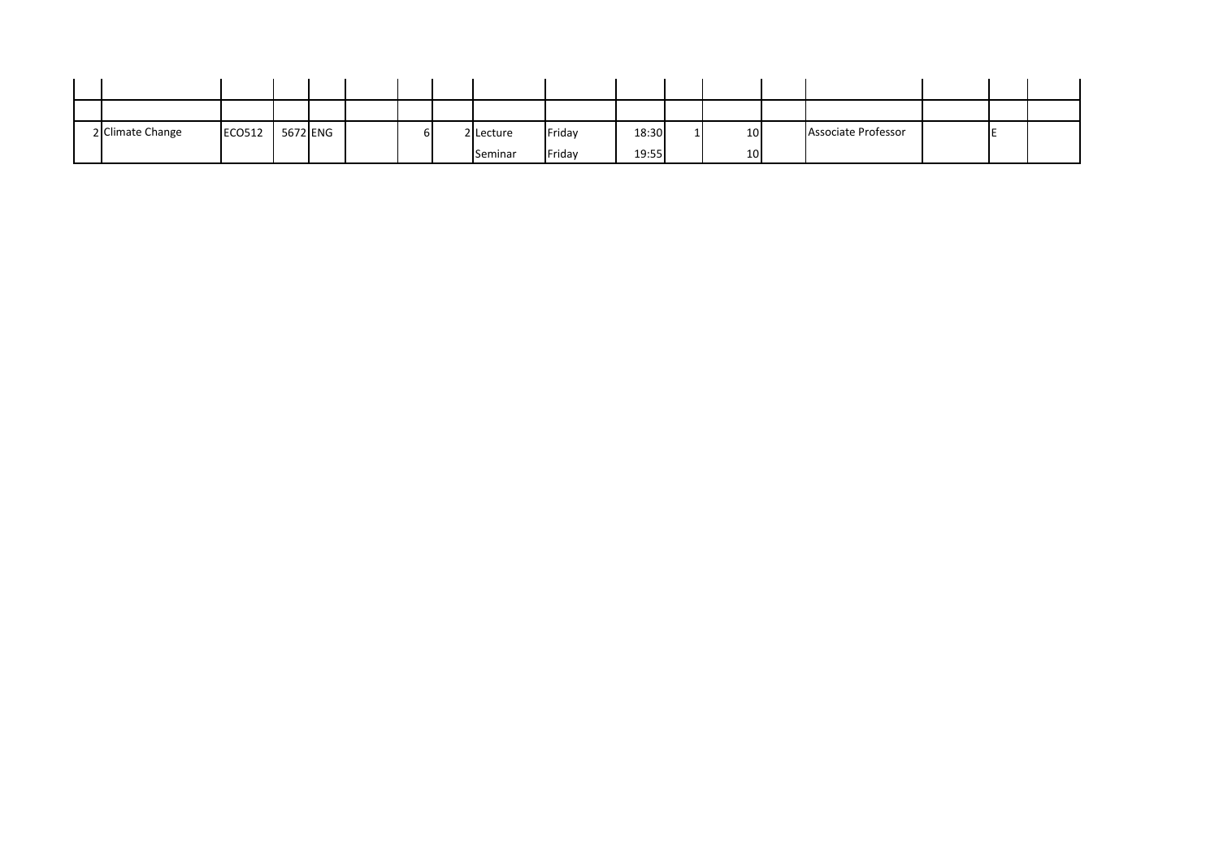| | | | | | | | | | | | | | | | | | |
|---|---|---|---|---|---|---|---|---|---|---|---|---|---|---|---|---|---|
| | | | | | | | | | | | | | | | | | |
| | | | | | | | | | | | | | | | | | |
| 2 | Climate Change | ECO512 | 5672 | ENG | | 6 | 2 | Lecture | Friday | 18:30 | 1 | 10 | | Associate Professor | | E | |
| | | | | | | | | Seminar | Friday | 19:55 | | 10 | | | | | |